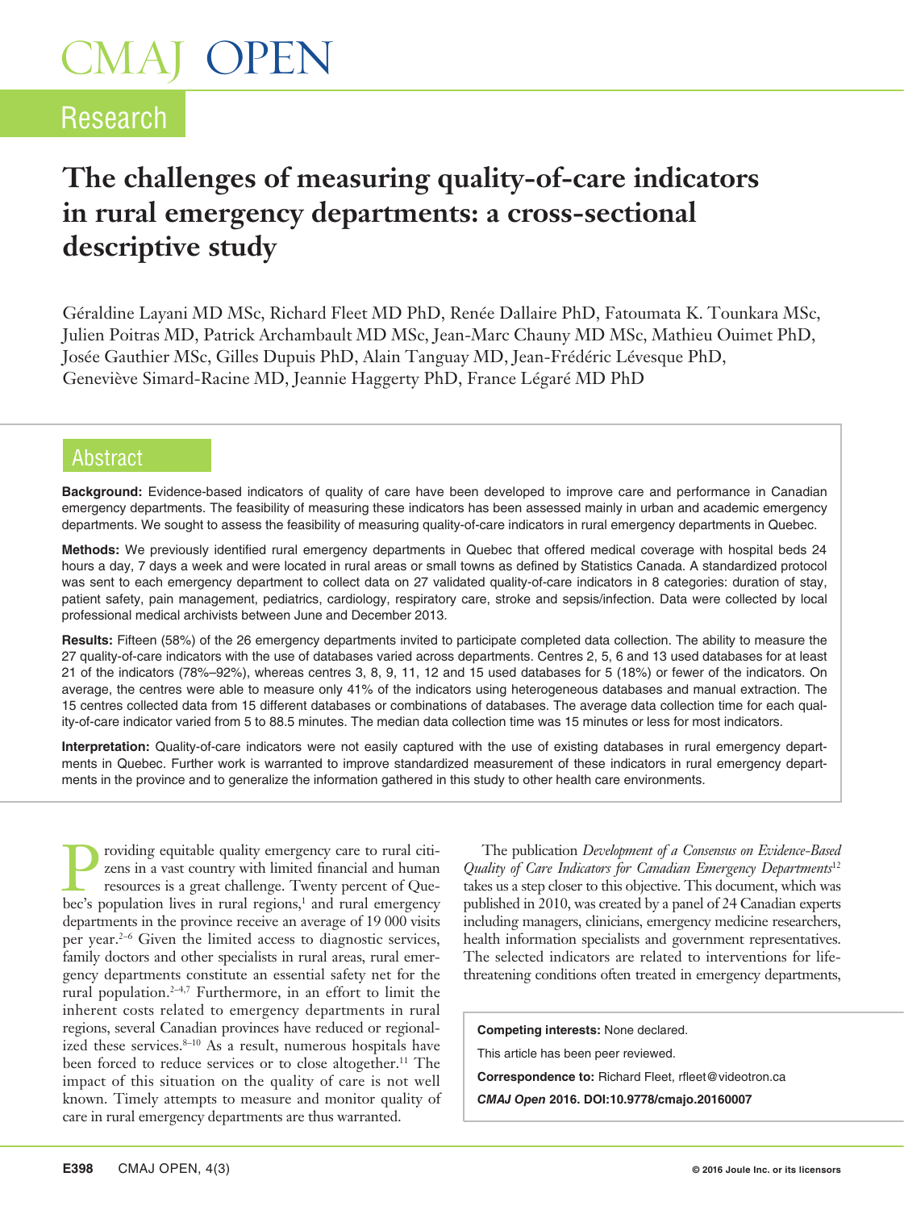# The challenges of measuring quality-of-care indicators in rural emergency departments: a cross-sectional descriptive study

Géraldine Layani MD MSc, Richard Fleet MD PhD, Renée Dallaire PhD, Fatoumata K. Tounkara MSc, Julien Poitras MD, Patrick Archambault MD MSc, Jean-Marc Chauny MD MSc, Mathieu Ouimet PhD, Josée Gauthier MSc, Gilles Dupuis PhD, Alain Tanguay MD, Jean-Frédéric Lévesque PhD, Geneviève Simard-Racine MD, Jeannie Haggerty PhD, France Légaré MD PhD

## Abstract

**Background:** Evidence-based indicators of quality of care have been developed to improve care and performance in Canadian emergency departments. The feasibility of measuring these indicators has been assessed mainly in urban and academic emergency departments. We sought to assess the feasibility of measuring quality-of-care indicators in rural emergency departments in Quebec.

**Methods:** We previously identified rural emergency departments in Quebec that offered medical coverage with hospital beds 24 hours a day, 7 days a week and were located in rural areas or small towns as defined by Statistics Canada. A standardized protocol was sent to each emergency department to collect data on 27 validated quality-of-care indicators in 8 categories: duration of stay, patient safety, pain management, pediatrics, cardiology, respiratory care, stroke and sepsis/infection. Data were collected by local professional medical archivists between June and December 2013.

**Results:** Fifteen (58%) of the 26 emergency departments invited to participate completed data collection. The ability to measure the 27 quality-of-care indicators with the use of databases varied across departments. Centres 2, 5, 6 and 13 used databases for at least 21 of the indicators (78%–92%), whereas centres 3, 8, 9, 11, 12 and 15 used databases for 5 (18%) or fewer of the indicators. On average, the centres were able to measure only 41% of the indicators using heterogeneous databases and manual extraction. The 15 centres collected data from 15 different databases or combinations of databases. The average data collection time for each quality-of-care indicator varied from 5 to 88.5 minutes. The median data collection time was 15 minutes or less for most indicators.

**Interpretation:** Quality-of-care indicators were not easily captured with the use of existing databases in rural emergency departments in Quebec. Further work is warranted to improve standardized measurement of these indicators in rural emergency departments in the province and to generalize the information gathered in this study to other health care environments.

Providing equitable quality emergency care to rural citizens in a vast country with limited financial and human resources is a great challenge. Twenty percent of Quebec's population lives in rural regions,[1] and rural emergency departments in the province receive an average of 19 000 visits per year.[2–6] Given the limited access to diagnostic services, family doctors and other specialists in rural areas, rural emergency departments constitute an essential safety net for the rural population.[2–4,7] Furthermore, in an effort to limit the inherent costs related to emergency departments in rural regions, several Canadian provinces have reduced or regionalized these services.[8–10] As a result, numerous hospitals have been forced to reduce services or to close altogether.[11] The impact of this situation on the quality of care is not well known. Timely attempts to measure and monitor quality of care in rural emergency departments are thus warranted.

The publication *Development of a Consensus on Evidence-Based Quality of Care Indicators for Canadian Emergency Departments*[12] takes us a step closer to this objective. This document, which was published in 2010, was created by a panel of 24 Canadian experts including managers, clinicians, emergency medicine researchers, health information specialists and government representatives. The selected indicators are related to interventions for life-threatening conditions often treated in emergency departments,

**Competing interests:** None declared.

This article has been peer reviewed.

**Correspondence to:** Richard Fleet, rfleet@videotron.ca

***CMAJ Open*** **2016. DOI:10.9778/cmajo.20160007**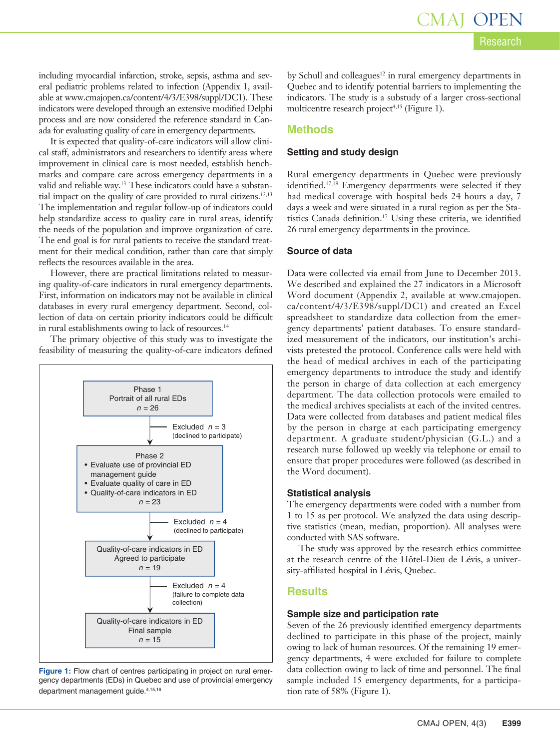including myocardial infarction, stroke, sepsis, asthma and several pediatric problems related to infection (Appendix 1, available at www.cmajopen.ca/content/4/3/E398/suppl/DC1). These indicators were developed through an extensive modified Delphi process and are now considered the reference standard in Canada for evaluating quality of care in emergency departments.

It is expected that quality-of-care indicators will allow clinical staff, administrators and researchers to identify areas where improvement in clinical care is most needed, establish benchmarks and compare care across emergency departments in a valid and reliable way.[13] These indicators could have a substantial impact on the quality of care provided to rural citizens.[12,13] The implementation and regular follow-up of indicators could help standardize access to quality care in rural areas, identify the needs of the population and improve organization of care. The end goal is for rural patients to receive the standard treatment for their medical condition, rather than care that simply reflects the resources available in the area.

However, there are practical limitations related to measuring quality-of-care indicators in rural emergency departments. First, information on indicators may not be available in clinical databases in every rural emergency department. Second, collection of data on certain priority indicators could be difficult in rural establishments owing to lack of resources.[14]

The primary objective of this study was to investigate the feasibility of measuring the quality-of-care indicators defined by Schull and colleagues[12] in rural emergency departments in Quebec and to identify potential barriers to implementing the indicators. The study is a substudy of a larger cross-sectional multicentre research project[4,15] (Figure 1).

Phase 1
Portrait of all rural EDs
$n$ = 26

Excluded $n$ = 3
(declined to participate)

Phase 2
- Evaluate use of provincial ED management guide
- Evaluate quality of care in ED
- Quality-of-care indicators in ED

$n$ = 23

Excluded $n$ = 4
(declined to participate)

Quality-of-care indicators in ED
Agreed to participate
$n$ = 19

Excluded $n$ = 4
(failure to complete data collection)

Quality-of-care indicators in ED
Final sample
$n$ = 15

**Figure 1:** Flow chart of centres participating in project on rural emergency departments (EDs) in Quebec and use of provincial emergency department management guide.[4,15,16]

## Methods

### Setting and study design

Rural emergency departments in Quebec were previously identified.[17,18] Emergency departments were selected if they had medical coverage with hospital beds 24 hours a day, 7 days a week and were situated in a rural region as per the Statistics Canada definition.[17] Using these criteria, we identified 26 rural emergency departments in the province.

### Source of data

Data were collected via email from June to December 2013. We described and explained the 27 indicators in a Microsoft Word document (Appendix 2, available at www.cmajopen.ca/content/4/3/E398/suppl/DC1) and created an Excel spreadsheet to standardize data collection from the emergency departments' patient databases. To ensure standardized measurement of the indicators, our institution's archivists pretested the protocol. Conference calls were held with the head of medical archives in each of the participating emergency departments to introduce the study and identify the person in charge of data collection at each emergency department. The data collection protocols were emailed to the medical archives specialists at each of the invited centres. Data were collected from databases and patient medical files by the person in charge at each participating emergency department. A graduate student/physician (G.L.) and a research nurse followed up weekly via telephone or email to ensure that proper procedures were followed (as described in the Word document).

### Statistical analysis

The emergency departments were coded with a number from 1 to 15 as per protocol. We analyzed the data using descriptive statistics (mean, median, proportion). All analyses were conducted with SAS software.

The study was approved by the research ethics committee at the research centre of the Hôtel-Dieu de Lévis, a university-affiliated hospital in Lévis, Quebec.

## Results

### Sample size and participation rate

Seven of the 26 previously identified emergency departments declined to participate in this phase of the project, mainly owing to lack of human resources. Of the remaining 19 emergency departments, 4 were excluded for failure to complete data collection owing to lack of time and personnel. The final sample included 15 emergency departments, for a participation rate of 58% (Figure 1).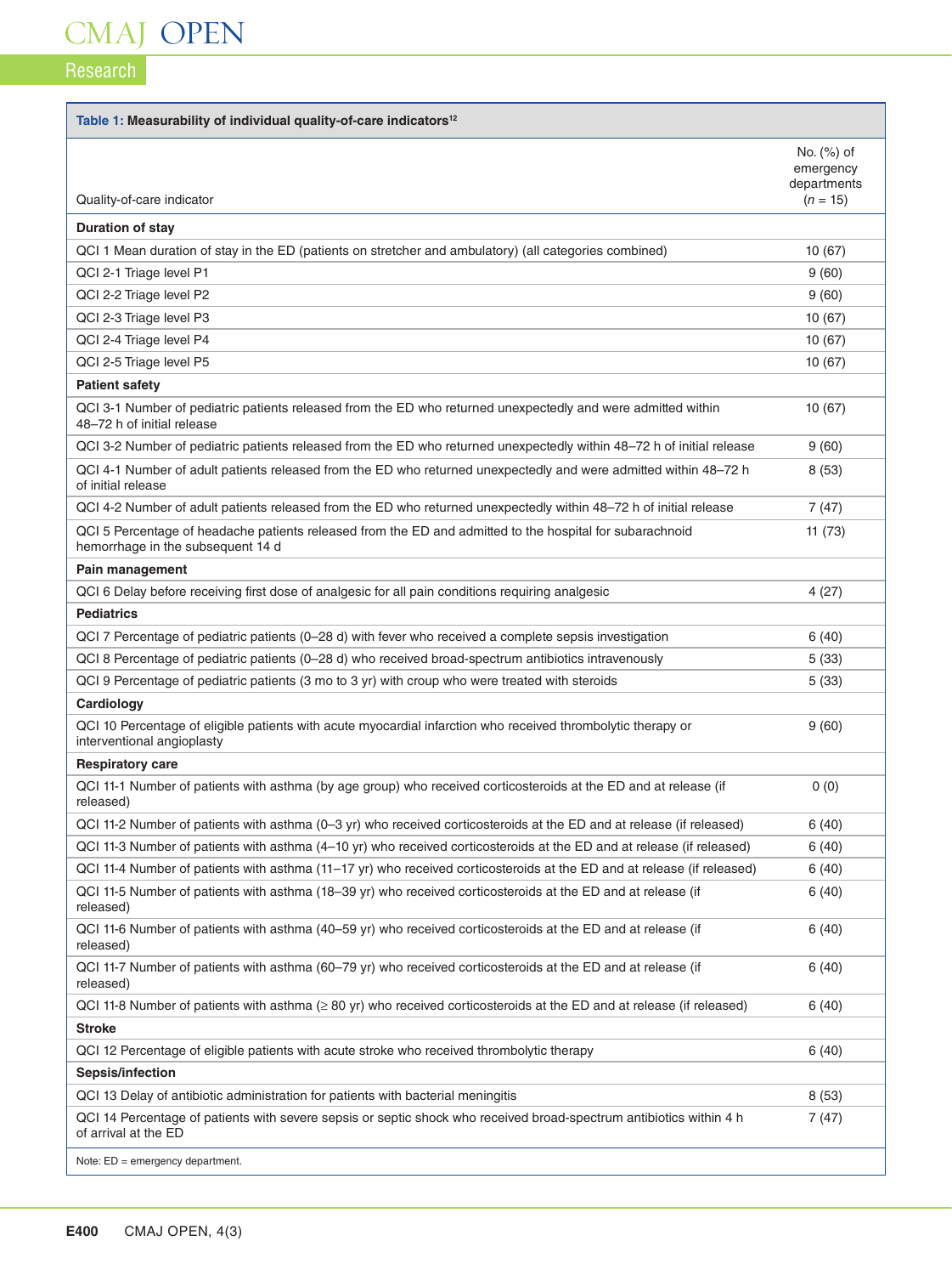**Table 1: Measurability of individual quality-of-care indicators[12]**

| Quality-of-care indicator | No. (%) of emergency departments (*n* = 15) |
|---|---|
| **Duration of stay** | |
| QCI 1 Mean duration of stay in the ED (patients on stretcher and ambulatory) (all categories combined) | 10 (67) |
| QCI 2-1 Triage level P1 | 9 (60) |
| QCI 2-2 Triage level P2 | 9 (60) |
| QCI 2-3 Triage level P3 | 10 (67) |
| QCI 2-4 Triage level P4 | 10 (67) |
| QCI 2-5 Triage level P5 | 10 (67) |
| **Patient safety** | |
| QCI 3-1 Number of pediatric patients released from the ED who returned unexpectedly and were admitted within 48–72 h of initial release | 10 (67) |
| QCI 3-2 Number of pediatric patients released from the ED who returned unexpectedly within 48–72 h of initial release | 9 (60) |
| QCI 4-1 Number of adult patients released from the ED who returned unexpectedly and were admitted within 48–72 h of initial release | 8 (53) |
| QCI 4-2 Number of adult patients released from the ED who returned unexpectedly within 48–72 h of initial release | 7 (47) |
| QCI 5 Percentage of headache patients released from the ED and admitted to the hospital for subarachnoid hemorrhage in the subsequent 14 d | 11 (73) |
| **Pain management** | |
| QCI 6 Delay before receiving first dose of analgesic for all pain conditions requiring analgesic | 4 (27) |
| **Pediatrics** | |
| QCI 7 Percentage of pediatric patients (0–28 d) with fever who received a complete sepsis investigation | 6 (40) |
| QCI 8 Percentage of pediatric patients (0–28 d) who received broad-spectrum antibiotics intravenously | 5 (33) |
| QCI 9 Percentage of pediatric patients (3 mo to 3 yr) with croup who were treated with steroids | 5 (33) |
| **Cardiology** | |
| QCI 10 Percentage of eligible patients with acute myocardial infarction who received thrombolytic therapy or interventional angioplasty | 9 (60) |
| **Respiratory care** | |
| QCI 11-1 Number of patients with asthma (by age group) who received corticosteroids at the ED and at release (if released) | 0 (0) |
| QCI 11-2 Number of patients with asthma (0–3 yr) who received corticosteroids at the ED and at release (if released) | 6 (40) |
| QCI 11-3 Number of patients with asthma (4–10 yr) who received corticosteroids at the ED and at release (if released) | 6 (40) |
| QCI 11-4 Number of patients with asthma (11–17 yr) who received corticosteroids at the ED and at release (if released) | 6 (40) |
| QCI 11-5 Number of patients with asthma (18–39 yr) who received corticosteroids at the ED and at release (if released) | 6 (40) |
| QCI 11-6 Number of patients with asthma (40–59 yr) who received corticosteroids at the ED and at release (if released) | 6 (40) |
| QCI 11-7 Number of patients with asthma (60–79 yr) who received corticosteroids at the ED and at release (if released) | 6 (40) |
| QCI 11-8 Number of patients with asthma (≥ 80 yr) who received corticosteroids at the ED and at release (if released) | 6 (40) |
| **Stroke** | |
| QCI 12 Percentage of eligible patients with acute stroke who received thrombolytic therapy | 6 (40) |
| **Sepsis/infection** | |
| QCI 13 Delay of antibiotic administration for patients with bacterial meningitis | 8 (53) |
| QCI 14 Percentage of patients with severe sepsis or septic shock who received broad-spectrum antibiotics within 4 h of arrival at the ED | 7 (47) |

Note: ED = emergency department.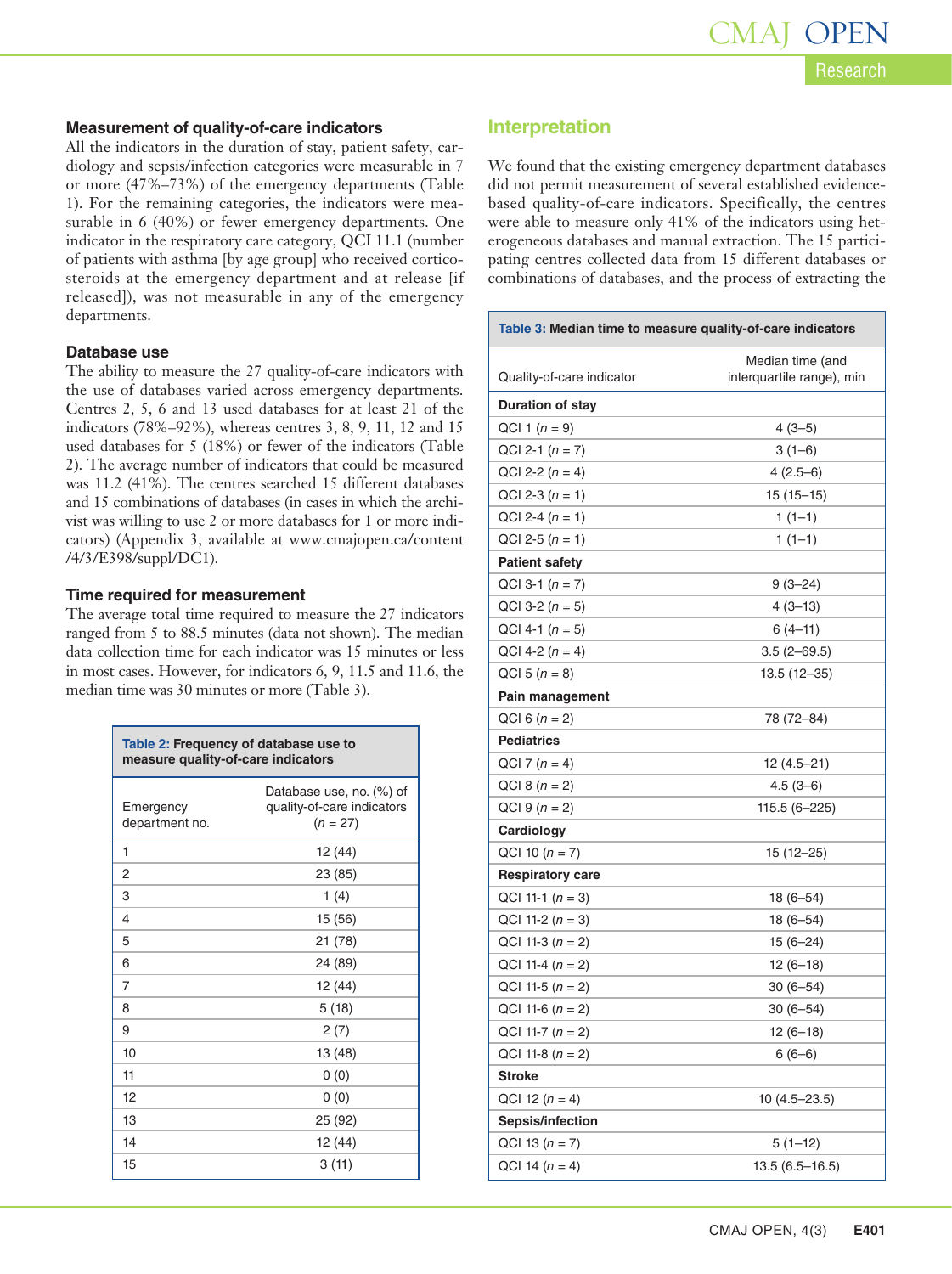### Measurement of quality-of-care indicators

All the indicators in the duration of stay, patient safety, cardiology and sepsis/infection categories were measurable in 7 or more (47%–73%) of the emergency departments (Table 1). For the remaining categories, the indicators were measurable in 6 (40%) or fewer emergency departments. One indicator in the respiratory care category, QCI 11.1 (number of patients with asthma [by age group] who received corticosteroids at the emergency department and at release [if released]), was not measurable in any of the emergency departments.

### Database use

The ability to measure the 27 quality-of-care indicators with the use of databases varied across emergency departments. Centres 2, 5, 6 and 13 used databases for at least 21 of the indicators (78%–92%), whereas centres 3, 8, 9, 11, 12 and 15 used databases for 5 (18%) or fewer of the indicators (Table 2). The average number of indicators that could be measured was 11.2 (41%). The centres searched 15 different databases and 15 combinations of databases (in cases in which the archivist was willing to use 2 or more databases for 1 or more indicators) (Appendix 3, available at www.cmajopen.ca/content/4/3/E398/suppl/DC1).

### Time required for measurement

The average total time required to measure the 27 indicators ranged from 5 to 88.5 minutes (data not shown). The median data collection time for each indicator was 15 minutes or less in most cases. However, for indicators 6, 9, 11.5 and 11.6, the median time was 30 minutes or more (Table 3).

**Table 2:** Frequency of database use to measure quality-of-care indicators

| Emergency department no. | Database use, no. (%) of quality-of-care indicators (*n* = 27) |
|---|---|
| 1 | 12 (44) |
| 2 | 23 (85) |
| 3 | 1 (4) |
| 4 | 15 (56) |
| 5 | 21 (78) |
| 6 | 24 (89) |
| 7 | 12 (44) |
| 8 | 5 (18) |
| 9 | 2 (7) |
| 10 | 13 (48) |
| 11 | 0 (0) |
| 12 | 0 (0) |
| 13 | 25 (92) |
| 14 | 12 (44) |
| 15 | 3 (11) |

## Interpretation

We found that the existing emergency department databases did not permit measurement of several established evidence-based quality-of-care indicators. Specifically, the centres were able to measure only 41% of the indicators using heterogeneous databases and manual extraction. The 15 participating centres collected data from 15 different databases or combinations of databases, and the process of extracting the

**Table 3:** Median time to measure quality-of-care indicators

| Quality-of-care indicator | Median time (and interquartile range), min |
|---|---|
| **Duration of stay** | |
| QCI 1 (*n* = 9) | 4 (3–5) |
| QCI 2-1 (*n* = 7) | 3 (1–6) |
| QCI 2-2 (*n* = 4) | 4 (2.5–6) |
| QCI 2-3 (*n* = 1) | 15 (15–15) |
| QCI 2-4 (*n* = 1) | 1 (1–1) |
| QCI 2-5 (*n* = 1) | 1 (1–1) |
| **Patient safety** | |
| QCI 3-1 (*n* = 7) | 9 (3–24) |
| QCI 3-2 (*n* = 5) | 4 (3–13) |
| QCI 4-1 (*n* = 5) | 6 (4–11) |
| QCI 4-2 (*n* = 4) | 3.5 (2–69.5) |
| QCI 5 (*n* = 8) | 13.5 (12–35) |
| **Pain management** | |
| QCI 6 (*n* = 2) | 78 (72–84) |
| **Pediatrics** | |
| QCI 7 (*n* = 4) | 12 (4.5–21) |
| QCI 8 (*n* = 2) | 4.5 (3–6) |
| QCI 9 (*n* = 2) | 115.5 (6–225) |
| **Cardiology** | |
| QCI 10 (*n* = 7) | 15 (12–25) |
| **Respiratory care** | |
| QCI 11-1 (*n* = 3) | 18 (6–54) |
| QCI 11-2 (*n* = 3) | 18 (6–54) |
| QCI 11-3 (*n* = 2) | 15 (6–24) |
| QCI 11-4 (*n* = 2) | 12 (6–18) |
| QCI 11-5 (*n* = 2) | 30 (6–54) |
| QCI 11-6 (*n* = 2) | 30 (6–54) |
| QCI 11-7 (*n* = 2) | 12 (6–18) |
| QCI 11-8 (*n* = 2) | 6 (6–6) |
| **Stroke** | |
| QCI 12 (*n* = 4) | 10 (4.5–23.5) |
| **Sepsis/infection** | |
| QCI 13 (*n* = 7) | 5 (1–12) |
| QCI 14 (*n* = 4) | 13.5 (6.5–16.5) |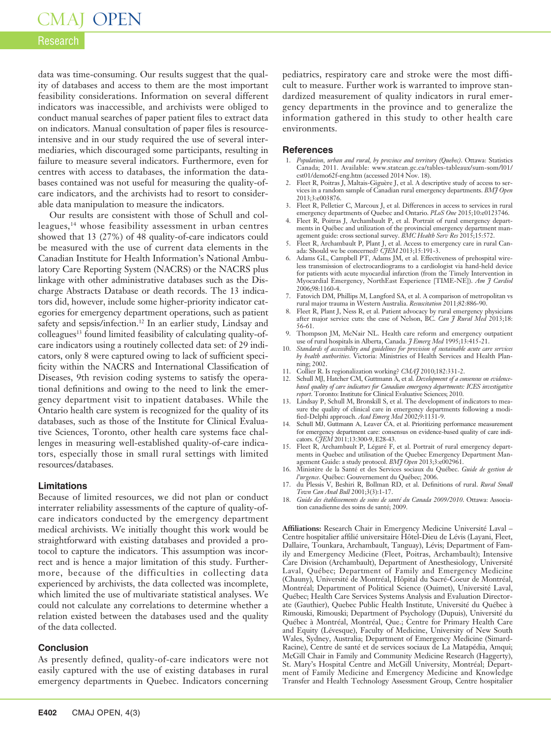data was time-consuming. Our results suggest that the quality of databases and access to them are the most important feasibility considerations. Information on several different indicators was inaccessible, and archivists were obliged to conduct manual searches of paper patient files to extract data on indicators. Manual consultation of paper files is resource-intensive and in our study required the use of several intermediaries, which discouraged some participants, resulting in failure to measure several indicators. Furthermore, even for centres with access to databases, the information the databases contained was not useful for measuring the quality-of-care indicators, and the archivists had to resort to considerable data manipulation to measure the indicators.

Our results are consistent with those of Schull and colleagues,[14] whose feasibility assessment in urban centres showed that 13 (27%) of 48 quality-of-care indicators could be measured with the use of current data elements in the Canadian Institute for Health Information's National Ambulatory Care Reporting System (NACRS) or the NACRS plus linkage with other administrative databases such as the Discharge Abstracts Database or death records. The 13 indicators did, however, include some higher-priority indicator categories for emergency department operations, such as patient safety and sepsis/infection.[12] In an earlier study, Lindsay and colleagues[13] found limited feasibility of calculating quality-of-care indicators using a routinely collected data set: of 29 indicators, only 8 were captured owing to lack of sufficient specificity within the NACRS and International Classification of Diseases, 9th revision coding systems to satisfy the operational definitions and owing to the need to link the emergency department visit to inpatient databases. While the Ontario health care system is recognized for the quality of its databases, such as those of the Institute for Clinical Evaluative Sciences, Toronto, other health care systems face challenges in measuring well-established quality-of-care indicators, especially those in small rural settings with limited resources/databases.

## Limitations

Because of limited resources, we did not plan or conduct interrater reliability assessments of the capture of quality-of-care indicators conducted by the emergency department medical archivists. We initially thought this work would be straightforward with existing databases and provided a protocol to capture the indicators. This assumption was incorrect and is hence a major limitation of this study. Furthermore, because of the difficulties in collecting data experienced by archivists, the data collected was incomplete, which limited the use of multivariate statistical analyses. We could not calculate any correlations to determine whether a relation existed between the databases used and the quality of the data collected.

## Conclusion

As presently defined, quality-of-care indicators were not easily captured with the use of existing databases in rural emergency departments in Quebec. Indicators concerning pediatrics, respiratory care and stroke were the most difficult to measure. Further work is warranted to improve standardized measurement of quality indicators in rural emergency departments in the province and to generalize the information gathered in this study to other health care environments.

## References

1. *Population, urban and rural, by province and territory (Quebec)*. Ottawa: Statistics Canada; 2011. Available: www.statcan.gc.ca/tables-tableaux/sum-som/l01/cst01/demo62f-eng.htm (accessed 2014 Nov. 18).
2. Fleet R, Poitras J, Maltais-Giguère J, et al. A descriptive study of access to services in a random sample of Canadian rural emergency departments. *BMJ Open* 2013;3:e003876.
3. Fleet R, Pelletier C, Marcoux J, et al. Differences in access to services in rural emergency departments of Quebec and Ontario. *PLoS One* 2015;10:e0123746.
4. Fleet R, Poitras J, Archambault P, et al. Portrait of rural emergency departments in Québec and utilization of the provincial emergency department management guide: cross sectional survey. *BMC Health Serv Res* 2015;15:572.
5. Fleet R, Archambault P, Plant J, et al. Access to emergency care in rural Canada: Should we be concerned? *CJEM* 2013;15:191-3.
6. Adams GL, Campbell PT, Adams JM, et al. Effectiveness of prehospital wireless transmission of electrocardiograms to a cardiologist via hand-held device for patients with acute myocardial infarction (from the Timely Intervention in Myocardial Emergency, NorthEast Experience [TIME-NE]). *Am J Cardiol* 2006;98:1160-4.
7. Fatovich DM, Phillips M, Langford SA, et al. A comparison of metropolitan vs rural major trauma in Western Australia. *Resuscitation* 2011;82:886-90.
8. Fleet R, Plant J, Ness R, et al. Patient advocacy by rural emergency physicians after major service cuts: the case of Nelson, BC. *Can J Rural Med* 2013;18:56-61.
9. Thompson JM, McNair NL. Health care reform and emergency outpatient use of rural hospitals in Alberta, Canada. *J Emerg Med* 1995;13:415-21.
10. *Standards of accessibility and guidelines for provision of sustainable acute care services by health authorities*. Victoria: Ministries of Health Services and Health Planning; 2002.
11. Collier R. Is regionalization working? *CMAJ* 2010;182:331-2.
12. Schull MJ, Hatcher CM, Guttmann A, et al. *Development of a consensus on evidence-based quality of care indicators for Canadian emergency departments: ICES investigative report*. Toronto: Institute for Clinical Evaluative Sciences; 2010.
13. Lindsay P, Schull M, Bronskill S, et al. The development of indicators to measure the quality of clinical care in emergency departments following a modified-Delphi approach. *Acad Emerg Med* 2002;9:1131-9.
14. Schull MJ, Guttmann A, Leaver CA, et al. Prioritizing performance measurement for emergency department care: consensus on evidence-based quality of care indicators. *CJEM* 2011;13:300-9, E28-43.
15. Fleet R, Archambault P, Légaré F, et al. Portrait of rural emergency departments in Quebec and utilisation of the Quebec Emergency Department Management Guide: a study protocol. *BMJ Open* 2013;3:e002961.
16. Ministère de la Santé et des Services sociaux du Québec. *Guide de gestion de l'urgence*. Québec: Gouvernement du Québec; 2006.
17. du Plessis V, Beshiri R, Bollman RD, et al. Definitions of rural. *Rural Small Town Can Anal Bull* 2001;3(3):1-17.
18. *Guide des établissements de soins de santé du Canada 2009/2010*. Ottawa: Association canadienne des soins de santé; 2009.

**Affiliations:** Research Chair in Emergency Medicine Université Laval – Centre hospitalier affilié universitaire Hôtel-Dieu de Lévis (Layani, Fleet, Dallaire, Tounkara, Archambault, Tanguay), Lévis; Department of Family and Emergency Medicine (Fleet, Poitras, Archambault); Intensive Care Division (Archambault), Department of Anesthesiology, Université Laval, Québec; Department of Family and Emergency Medicine (Chauny), Université de Montréal, Hôpital du Sacré-Coeur de Montréal, Montréal; Department of Political Science (Ouimet), Université Laval, Québec; Health Care Services Systems Analysis and Evaluation Directorate (Gauthier), Quebec Public Health Institute, Université du Québec à Rimouski, Rimouski; Department of Psychology (Dupuis), Université du Québec à Montréal, Montréal, Que.; Centre for Primary Health Care and Equity (Lévesque), Faculty of Medicine, University of New South Wales, Sydney, Australia; Department of Emergency Medicine (Simard-Racine), Centre de santé et de services sociaux de La Matapédia, Amqui; McGill Chair in Family and Community Medicine Research (Haggerty), St. Mary's Hospital Centre and McGill University, Montréal; Department of Family Medicine and Emergency Medicine and Knowledge Transfer and Health Technology Assessment Group, Centre hospitalier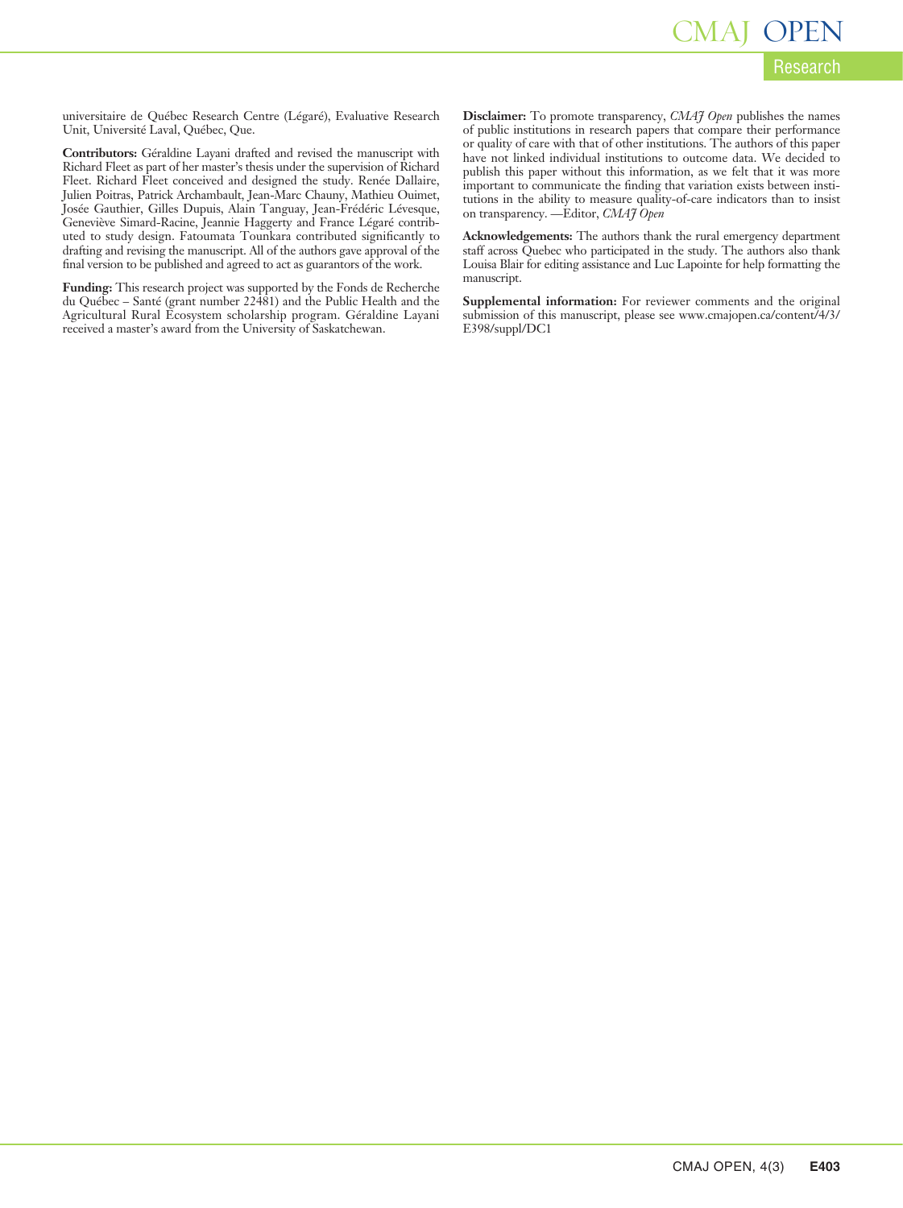universitaire de Québec Research Centre (Légaré), Evaluative Research Unit, Université Laval, Québec, Que.

**Contributors:** Géraldine Layani drafted and revised the manuscript with Richard Fleet as part of her master's thesis under the supervision of Richard Fleet. Richard Fleet conceived and designed the study. Renée Dallaire, Julien Poitras, Patrick Archambault, Jean-Marc Chauny, Mathieu Ouimet, Josée Gauthier, Gilles Dupuis, Alain Tanguay, Jean-Frédéric Lévesque, Geneviève Simard-Racine, Jeannie Haggerty and France Légaré contributed to study design. Fatoumata Tounkara contributed significantly to drafting and revising the manuscript. All of the authors gave approval of the final version to be published and agreed to act as guarantors of the work.

**Funding:** This research project was supported by the Fonds de Recherche du Québec – Santé (grant number 22481) and the Public Health and the Agricultural Rural Ecosystem scholarship program. Géraldine Layani received a master's award from the University of Saskatchewan.

**Disclaimer:** To promote transparency, *CMAJ Open* publishes the names of public institutions in research papers that compare their performance or quality of care with that of other institutions. The authors of this paper have not linked individual institutions to outcome data. We decided to publish this paper without this information, as we felt that it was more important to communicate the finding that variation exists between institutions in the ability to measure quality-of-care indicators than to insist on transparency. —Editor, *CMAJ Open*

**Acknowledgements:** The authors thank the rural emergency department staff across Quebec who participated in the study. The authors also thank Louisa Blair for editing assistance and Luc Lapointe for help formatting the manuscript.

**Supplemental information:** For reviewer comments and the original submission of this manuscript, please see www.cmajopen.ca/content/4/3/E398/suppl/DC1